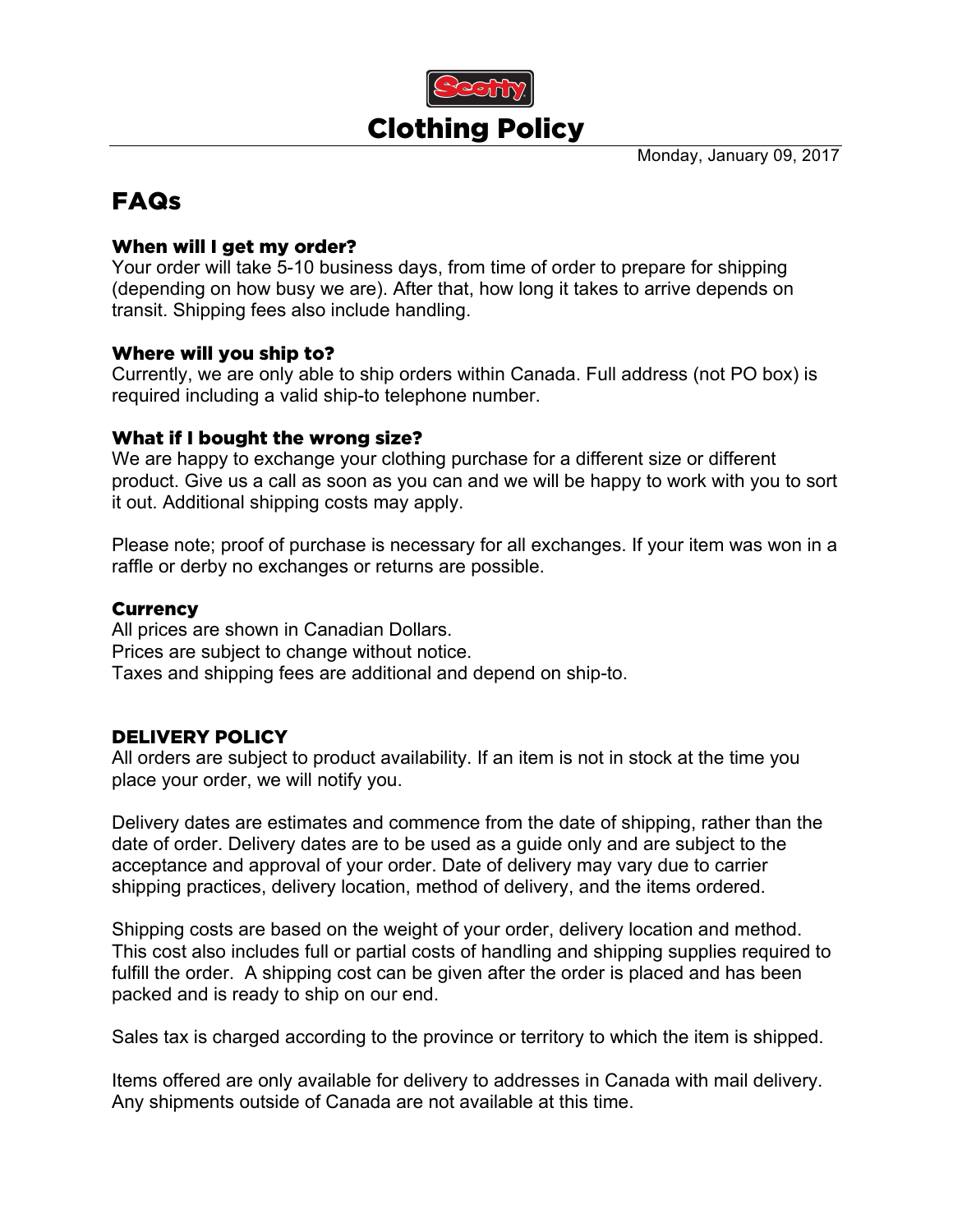# Clothing Policy

Monday, January 09, 2017

## FAQs

### When will I get my order?

Your order will take 5-10 business days, from time of order to prepare for shipping (depending on how busy we are). After that, how long it takes to arrive depends on transit. Shipping fees also include handling.

### Where will you ship to?

Currently, we are only able to ship orders within Canada. Full address (not PO box) is required including a valid ship-to telephone number.

### What if I bought the wrong size?

We are happy to exchange your clothing purchase for a different size or different product. Give us a call as soon as you can and we will be happy to work with you to sort it out. Additional shipping costs may apply.

Please note; proof of purchase is necessary for all exchanges. If your item was won in a raffle or derby no exchanges or returns are possible.

### Currency

All prices are shown in Canadian Dollars.
Prices are subject to change without notice.
Taxes and shipping fees are additional and depend on ship-to.

### DELIVERY POLICY

All orders are subject to product availability. If an item is not in stock at the time you place your order, we will notify you.

Delivery dates are estimates and commence from the date of shipping, rather than the date of order. Delivery dates are to be used as a guide only and are subject to the acceptance and approval of your order. Date of delivery may vary due to carrier shipping practices, delivery location, method of delivery, and the items ordered.

Shipping costs are based on the weight of your order, delivery location and method. This cost also includes full or partial costs of handling and shipping supplies required to fulfill the order. A shipping cost can be given after the order is placed and has been packed and is ready to ship on our end.

Sales tax is charged according to the province or territory to which the item is shipped.

Items offered are only available for delivery to addresses in Canada with mail delivery. Any shipments outside of Canada are not available at this time.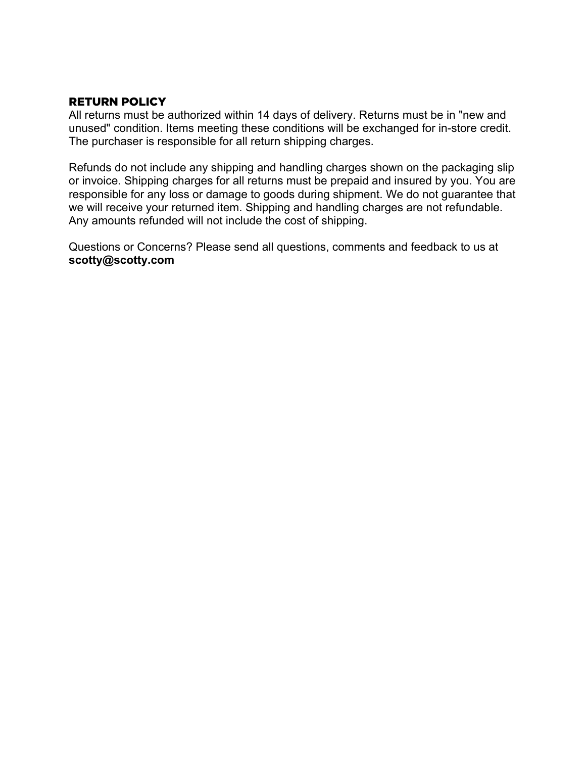## RETURN POLICY

All returns must be authorized within 14 days of delivery. Returns must be in "new and unused" condition. Items meeting these conditions will be exchanged for in-store credit. The purchaser is responsible for all return shipping charges.

Refunds do not include any shipping and handling charges shown on the packaging slip or invoice. Shipping charges for all returns must be prepaid and insured by you. You are responsible for any loss or damage to goods during shipment. We do not guarantee that we will receive your returned item. Shipping and handling charges are not refundable. Any amounts refunded will not include the cost of shipping.

Questions or Concerns? Please send all questions, comments and feedback to us at **scotty@scotty.com**